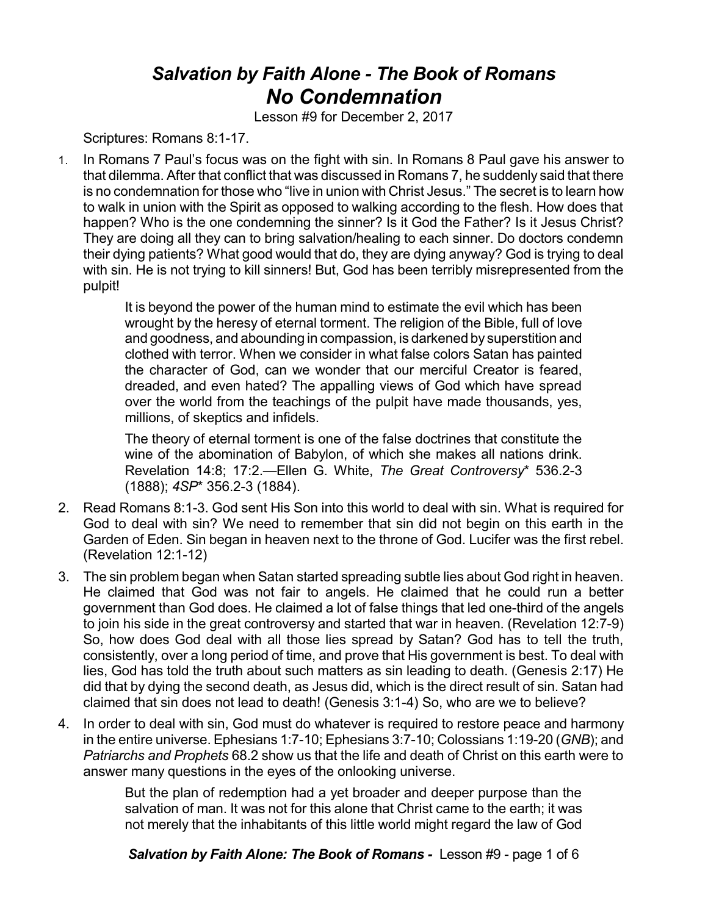# *Salvation by Faith Alone - The Book of Romans*
# *No Condemnation*

Lesson #9 for December 2, 2017

Scriptures: Romans 8:1-17.

1. In Romans 7 Paul's focus was on the fight with sin. In Romans 8 Paul gave his answer to that dilemma. After that conflict that was discussed in Romans 7, he suddenly said that there is no condemnation for those who "live in union with Christ Jesus." The secret is to learn how to walk in union with the Spirit as opposed to walking according to the flesh. How does that happen? Who is the one condemning the sinner? Is it God the Father? Is it Jesus Christ? They are doing all they can to bring salvation/healing to each sinner. Do doctors condemn their dying patients? What good would that do, they are dying anyway? God is trying to deal with sin. He is not trying to kill sinners! But, God has been terribly misrepresented from the pulpit!

   > It is beyond the power of the human mind to estimate the evil which has been wrought by the heresy of eternal torment. The religion of the Bible, full of love and goodness, and abounding in compassion, is darkened by superstition and clothed with terror. When we consider in what false colors Satan has painted the character of God, can we wonder that our merciful Creator is feared, dreaded, and even hated? The appalling views of God which have spread over the world from the teachings of the pulpit have made thousands, yes, millions, of skeptics and infidels.
   >
   > The theory of eternal torment is one of the false doctrines that constitute the wine of the abomination of Babylon, of which she makes all nations drink. Revelation 14:8; 17:2.—Ellen G. White, *The Great Controversy*\* 536.2-3 (1888); *4SP*\* 356.2-3 (1884).

2. Read Romans 8:1-3. God sent His Son into this world to deal with sin. What is required for God to deal with sin? We need to remember that sin did not begin on this earth in the Garden of Eden. Sin began in heaven next to the throne of God. Lucifer was the first rebel. (Revelation 12:1-12)

3. The sin problem began when Satan started spreading subtle lies about God right in heaven. He claimed that God was not fair to angels. He claimed that he could run a better government than God does. He claimed a lot of false things that led one-third of the angels to join his side in the great controversy and started that war in heaven. (Revelation 12:7-9) So, how does God deal with all those lies spread by Satan? God has to tell the truth, consistently, over a long period of time, and prove that His government is best. To deal with lies, God has told the truth about such matters as sin leading to death. (Genesis 2:17) He did that by dying the second death, as Jesus did, which is the direct result of sin. Satan had claimed that sin does not lead to death! (Genesis 3:1-4) So, who are we to believe?

4. In order to deal with sin, God must do whatever is required to restore peace and harmony in the entire universe. Ephesians 1:7-10; Ephesians 3:7-10; Colossians 1:19-20 (*GNB*); and *Patriarchs and Prophets* 68.2 show us that the life and death of Christ on this earth were to answer many questions in the eyes of the onlooking universe.

   > But the plan of redemption had a yet broader and deeper purpose than the salvation of man. It was not for this alone that Christ came to the earth; it was not merely that the inhabitants of this little world might regard the law of God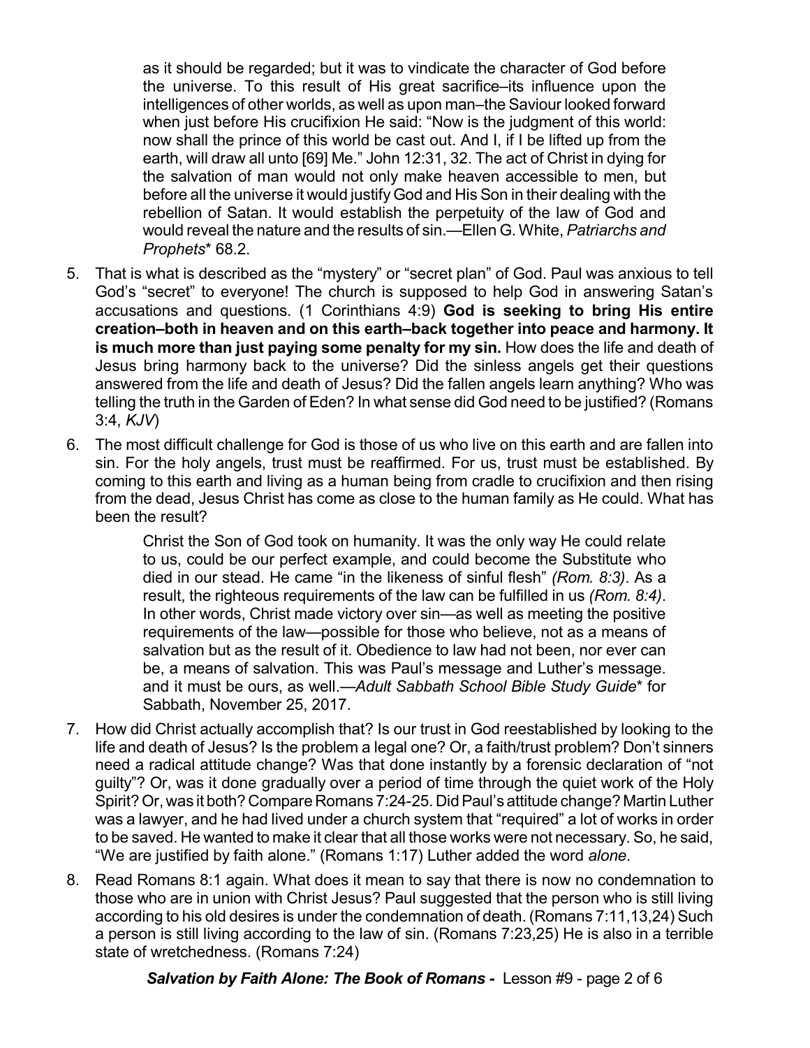> as it should be regarded; but it was to vindicate the character of God before the universe. To this result of His great sacrifice–its influence upon the intelligences of other worlds, as well as upon man–the Saviour looked forward when just before His crucifixion He said: "Now is the judgment of this world: now shall the prince of this world be cast out. And I, if I be lifted up from the earth, will draw all unto [69] Me." John 12:31, 32. The act of Christ in dying for the salvation of man would not only make heaven accessible to men, but before all the universe it would justify God and His Son in their dealing with the rebellion of Satan. It would establish the perpetuity of the law of God and would reveal the nature and the results of sin.—Ellen G. White, *Patriarchs and Prophets** 68.2.

5. That is what is described as the "mystery" or "secret plan" of God. Paul was anxious to tell God's "secret" to everyone! The church is supposed to help God in answering Satan's accusations and questions. (1 Corinthians 4:9) **God is seeking to bring His entire creation–both in heaven and on this earth–back together into peace and harmony. It is much more than just paying some penalty for my sin.** How does the life and death of Jesus bring harmony back to the universe? Did the sinless angels get their questions answered from the life and death of Jesus? Did the fallen angels learn anything? Who was telling the truth in the Garden of Eden? In what sense did God need to be justified? (Romans 3:4, *KJV*)

6. The most difficult challenge for God is those of us who live on this earth and are fallen into sin. For the holy angels, trust must be reaffirmed. For us, trust must be established. By coming to this earth and living as a human being from cradle to crucifixion and then rising from the dead, Jesus Christ has come as close to the human family as He could. What has been the result?

> Christ the Son of God took on humanity. It was the only way He could relate to us, could be our perfect example, and could become the Substitute who died in our stead. He came "in the likeness of sinful flesh" *(Rom. 8:3)*. As a result, the righteous requirements of the law can be fulfilled in us *(Rom. 8:4)*. In other words, Christ made victory over sin—as well as meeting the positive requirements of the law—possible for those who believe, not as a means of salvation but as the result of it. Obedience to law had not been, nor ever can be, a means of salvation. This was Paul's message and Luther's message. and it must be ours, as well.—*Adult Sabbath School Bible Study Guide** for Sabbath, November 25, 2017.

7. How did Christ actually accomplish that? Is our trust in God reestablished by looking to the life and death of Jesus? Is the problem a legal one? Or, a faith/trust problem? Don't sinners need a radical attitude change? Was that done instantly by a forensic declaration of "not guilty"? Or, was it done gradually over a period of time through the quiet work of the Holy Spirit? Or, was it both? Compare Romans 7:24-25. Did Paul's attitude change? Martin Luther was a lawyer, and he had lived under a church system that "required" a lot of works in order to be saved. He wanted to make it clear that all those works were not necessary. So, he said, "We are justified by faith alone." (Romans 1:17) Luther added the word *alone*.

8. Read Romans 8:1 again. What does it mean to say that there is now no condemnation to those who are in union with Christ Jesus? Paul suggested that the person who is still living according to his old desires is under the condemnation of death. (Romans 7:11,13,24) Such a person is still living according to the law of sin. (Romans 7:23,25) He is also in a terrible state of wretchedness. (Romans 7:24)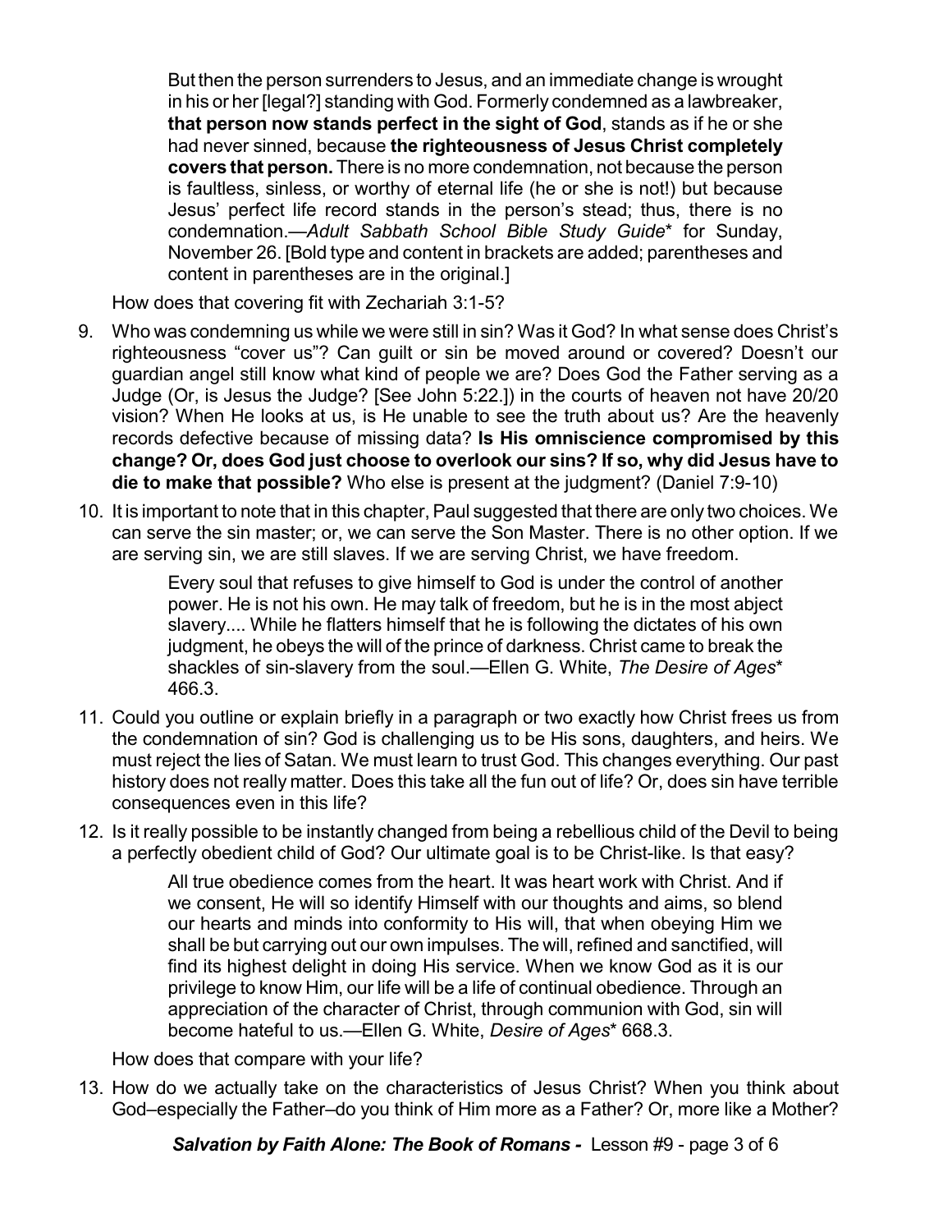> But then the person surrenders to Jesus, and an immediate change is wrought in his or her [legal?] standing with God. Formerly condemned as a lawbreaker, **that person now stands perfect in the sight of God**, stands as if he or she had never sinned, because **the righteousness of Jesus Christ completely covers that person.** There is no more condemnation, not because the person is faultless, sinless, or worthy of eternal life (he or she is not!) but because Jesus' perfect life record stands in the person's stead; thus, there is no condemnation.—*Adult Sabbath School Bible Study Guide*\* for Sunday, November 26. [Bold type and content in brackets are added; parentheses and content in parentheses are in the original.]

How does that covering fit with Zechariah 3:1-5?

9. Who was condemning us while we were still in sin? Was it God? In what sense does Christ's righteousness "cover us"? Can guilt or sin be moved around or covered? Doesn't our guardian angel still know what kind of people we are? Does God the Father serving as a Judge (Or, is Jesus the Judge? [See John 5:22.]) in the courts of heaven not have 20/20 vision? When He looks at us, is He unable to see the truth about us? Are the heavenly records defective because of missing data? **Is His omniscience compromised by this change? Or, does God just choose to overlook our sins? If so, why did Jesus have to die to make that possible?** Who else is present at the judgment? (Daniel 7:9-10)

10. It is important to note that in this chapter, Paul suggested that there are only two choices. We can serve the sin master; or, we can serve the Son Master. There is no other option. If we are serving sin, we are still slaves. If we are serving Christ, we have freedom.

> Every soul that refuses to give himself to God is under the control of another power. He is not his own. He may talk of freedom, but he is in the most abject slavery.... While he flatters himself that he is following the dictates of his own judgment, he obeys the will of the prince of darkness. Christ came to break the shackles of sin-slavery from the soul.—Ellen G. White, *The Desire of Ages*\* 466.3.

11. Could you outline or explain briefly in a paragraph or two exactly how Christ frees us from the condemnation of sin? God is challenging us to be His sons, daughters, and heirs. We must reject the lies of Satan. We must learn to trust God. This changes everything. Our past history does not really matter. Does this take all the fun out of life? Or, does sin have terrible consequences even in this life?

12. Is it really possible to be instantly changed from being a rebellious child of the Devil to being a perfectly obedient child of God? Our ultimate goal is to be Christ-like. Is that easy?

> All true obedience comes from the heart. It was heart work with Christ. And if we consent, He will so identify Himself with our thoughts and aims, so blend our hearts and minds into conformity to His will, that when obeying Him we shall be but carrying out our own impulses. The will, refined and sanctified, will find its highest delight in doing His service. When we know God as it is our privilege to know Him, our life will be a life of continual obedience. Through an appreciation of the character of Christ, through communion with God, sin will become hateful to us.—Ellen G. White, *Desire of Ages*\* 668.3.

How does that compare with your life?

13. How do we actually take on the characteristics of Jesus Christ? When you think about God–especially the Father–do you think of Him more as a Father? Or, more like a Mother?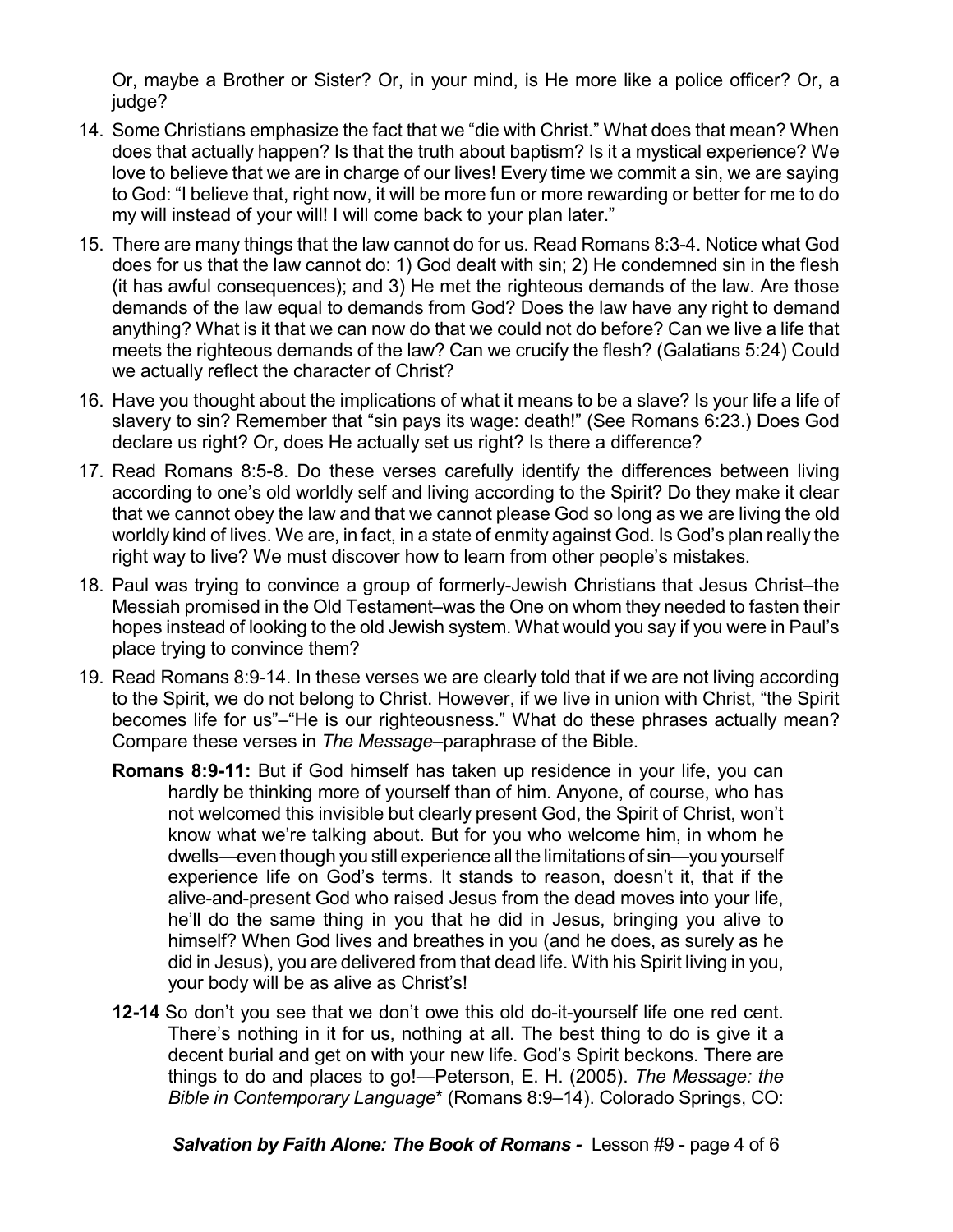Or, maybe a Brother or Sister? Or, in your mind, is He more like a police officer? Or, a judge?

14. Some Christians emphasize the fact that we "die with Christ." What does that mean? When does that actually happen? Is that the truth about baptism? Is it a mystical experience? We love to believe that we are in charge of our lives! Every time we commit a sin, we are saying to God: "I believe that, right now, it will be more fun or more rewarding or better for me to do my will instead of your will! I will come back to your plan later."

15. There are many things that the law cannot do for us. Read Romans 8:3-4. Notice what God does for us that the law cannot do: 1) God dealt with sin; 2) He condemned sin in the flesh (it has awful consequences); and 3) He met the righteous demands of the law. Are those demands of the law equal to demands from God? Does the law have any right to demand anything? What is it that we can now do that we could not do before? Can we live a life that meets the righteous demands of the law? Can we crucify the flesh? (Galatians 5:24) Could we actually reflect the character of Christ?

16. Have you thought about the implications of what it means to be a slave? Is your life a life of slavery to sin? Remember that "sin pays its wage: death!" (See Romans 6:23.) Does God declare us right? Or, does He actually set us right? Is there a difference?

17. Read Romans 8:5-8. Do these verses carefully identify the differences between living according to one's old worldly self and living according to the Spirit? Do they make it clear that we cannot obey the law and that we cannot please God so long as we are living the old worldly kind of lives. We are, in fact, in a state of enmity against God. Is God's plan really the right way to live? We must discover how to learn from other people's mistakes.

18. Paul was trying to convince a group of formerly-Jewish Christians that Jesus Christ–the Messiah promised in the Old Testament–was the One on whom they needed to fasten their hopes instead of looking to the old Jewish system. What would you say if you were in Paul's place trying to convince them?

19. Read Romans 8:9-14. In these verses we are clearly told that if we are not living according to the Spirit, we do not belong to Christ. However, if we live in union with Christ, "the Spirit becomes life for us"–"He is our righteousness." What do these phrases actually mean? Compare these verses in *The Message*–paraphrase of the Bible.

    **Romans 8:9-11:** But if God himself has taken up residence in your life, you can hardly be thinking more of yourself than of him. Anyone, of course, who has not welcomed this invisible but clearly present God, the Spirit of Christ, won't know what we're talking about. But for you who welcome him, in whom he dwells—even though you still experience all the limitations of sin—you yourself experience life on God's terms. It stands to reason, doesn't it, that if the alive-and-present God who raised Jesus from the dead moves into your life, he'll do the same thing in you that he did in Jesus, bringing you alive to himself? When God lives and breathes in you (and he does, as surely as he did in Jesus), you are delivered from that dead life. With his Spirit living in you, your body will be as alive as Christ's!

    **12-14** So don't you see that we don't owe this old do-it-yourself life one red cent. There's nothing in it for us, nothing at all. The best thing to do is give it a decent burial and get on with your new life. God's Spirit beckons. There are things to do and places to go!—Peterson, E. H. (2005). *The Message: the Bible in Contemporary Language*\* (Romans 8:9–14). Colorado Springs, CO: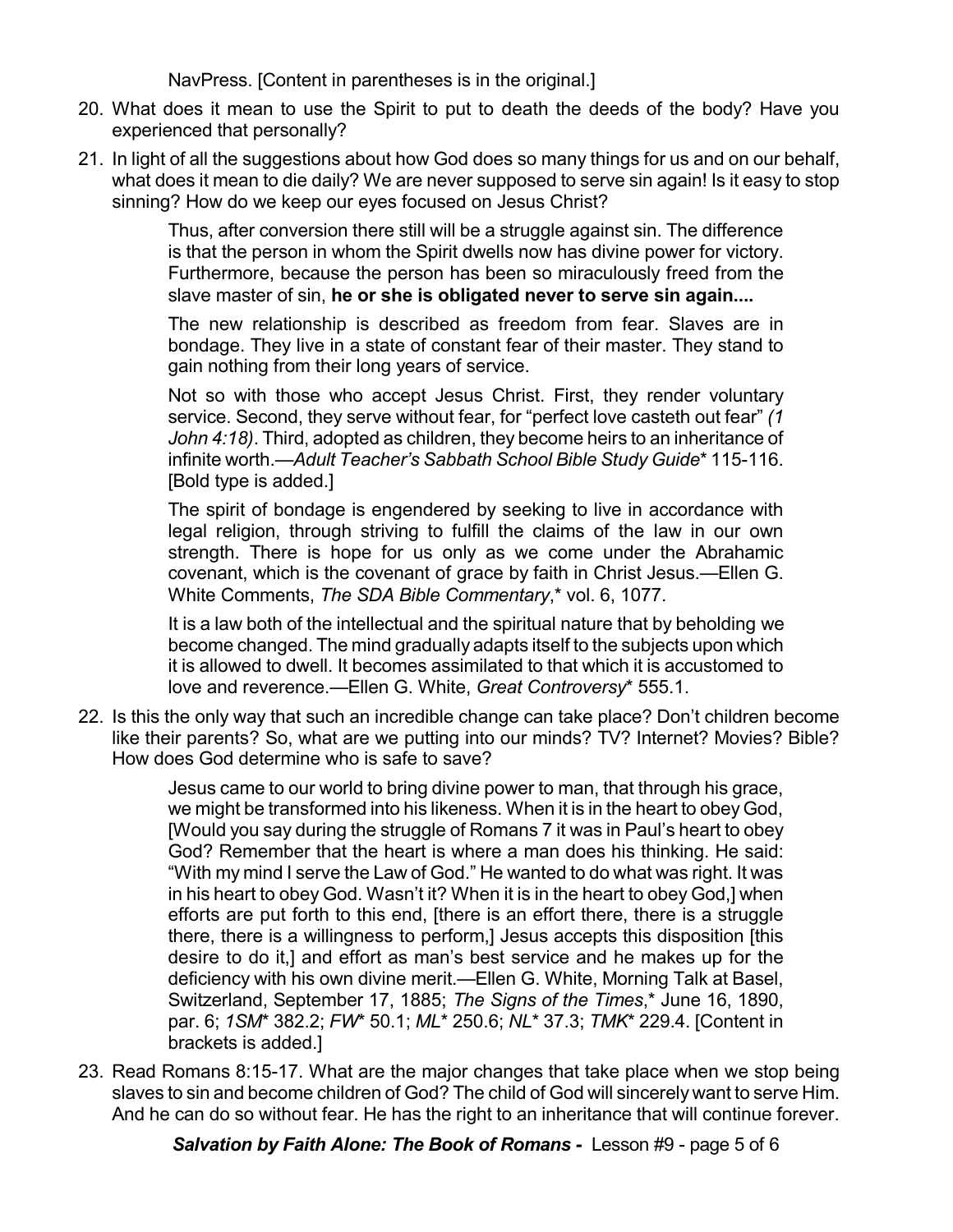NavPress. [Content in parentheses is in the original.]

20. What does it mean to use the Spirit to put to death the deeds of the body? Have you experienced that personally?

21. In light of all the suggestions about how God does so many things for us and on our behalf, what does it mean to die daily? We are never supposed to serve sin again! Is it easy to stop sinning? How do we keep our eyes focused on Jesus Christ?

> Thus, after conversion there still will be a struggle against sin. The difference is that the person in whom the Spirit dwells now has divine power for victory. Furthermore, because the person has been so miraculously freed from the slave master of sin, **he or she is obligated never to serve sin again....**
>
> The new relationship is described as freedom from fear. Slaves are in bondage. They live in a state of constant fear of their master. They stand to gain nothing from their long years of service.
>
> Not so with those who accept Jesus Christ. First, they render voluntary service. Second, they serve without fear, for "perfect love casteth out fear" *(1 John 4:18)*. Third, adopted as children, they become heirs to an inheritance of infinite worth.—*Adult Teacher's Sabbath School Bible Study Guide*\* 115-116. [Bold type is added.]
>
> The spirit of bondage is engendered by seeking to live in accordance with legal religion, through striving to fulfill the claims of the law in our own strength. There is hope for us only as we come under the Abrahamic covenant, which is the covenant of grace by faith in Christ Jesus.—Ellen G. White Comments, *The SDA Bible Commentary*,\* vol. 6, 1077.
>
> It is a law both of the intellectual and the spiritual nature that by beholding we become changed. The mind gradually adapts itself to the subjects upon which it is allowed to dwell. It becomes assimilated to that which it is accustomed to love and reverence.—Ellen G. White, *Great Controversy*\* 555.1.

22. Is this the only way that such an incredible change can take place? Don't children become like their parents? So, what are we putting into our minds? TV? Internet? Movies? Bible? How does God determine who is safe to save?

> Jesus came to our world to bring divine power to man, that through his grace, we might be transformed into his likeness. When it is in the heart to obey God, [Would you say during the struggle of Romans 7 it was in Paul's heart to obey God? Remember that the heart is where a man does his thinking. He said: "With my mind I serve the Law of God." He wanted to do what was right. It was in his heart to obey God. Wasn't it? When it is in the heart to obey God,] when efforts are put forth to this end, [there is an effort there, there is a struggle there, there is a willingness to perform,] Jesus accepts this disposition [this desire to do it,] and effort as man's best service and he makes up for the deficiency with his own divine merit.—Ellen G. White, Morning Talk at Basel, Switzerland, September 17, 1885; *The Signs of the Times*,\* June 16, 1890, par. 6; *1SM*\* 382.2; *FW*\* 50.1; *ML*\* 250.6; *NL*\* 37.3; *TMK*\* 229.4. [Content in brackets is added.]

23. Read Romans 8:15-17. What are the major changes that take place when we stop being slaves to sin and become children of God? The child of God will sincerely want to serve Him. And he can do so without fear. He has the right to an inheritance that will continue forever.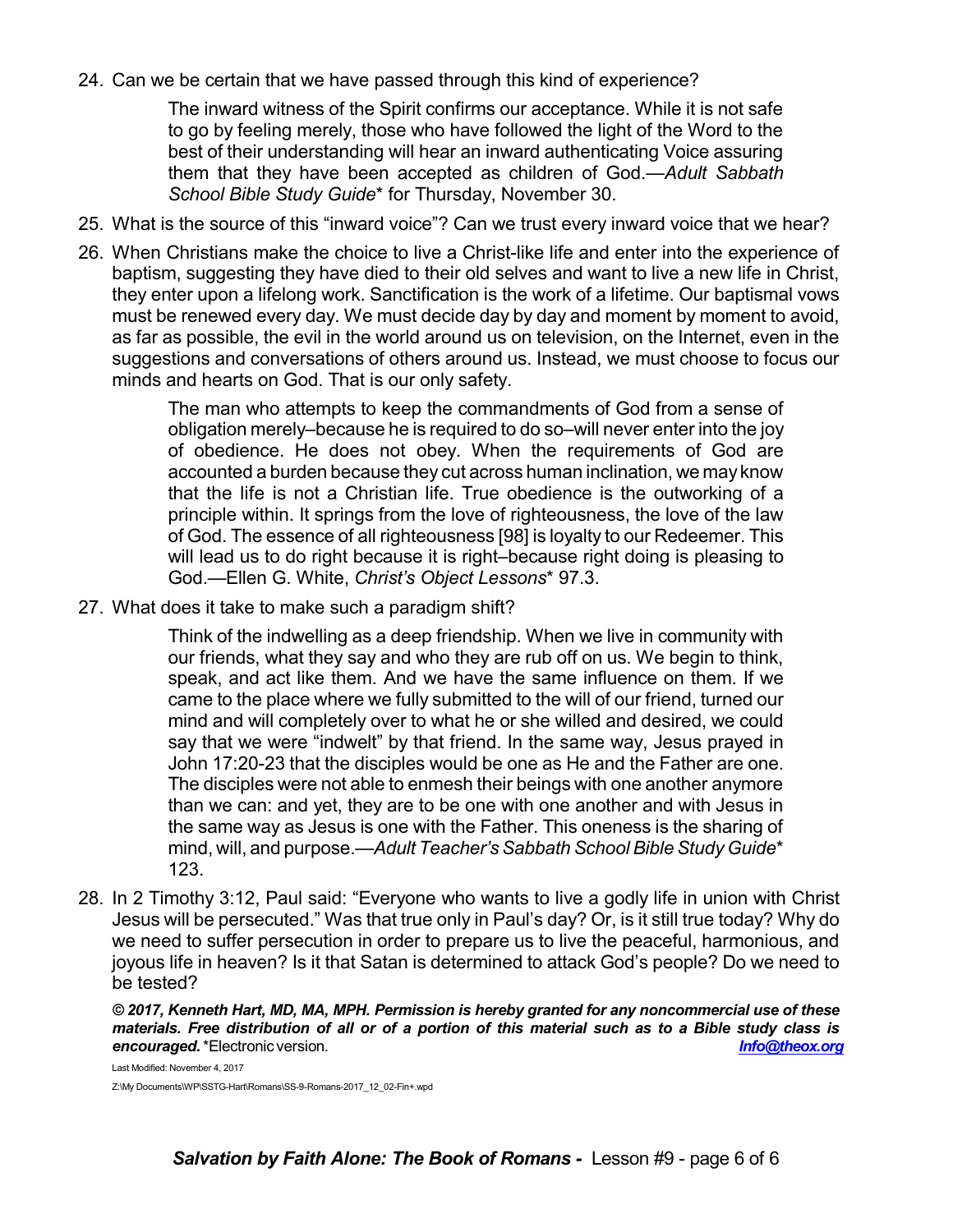24. Can we be certain that we have passed through this kind of experience?

> The inward witness of the Spirit confirms our acceptance. While it is not safe to go by feeling merely, those who have followed the light of the Word to the best of their understanding will hear an inward authenticating Voice assuring them that they have been accepted as children of God.—*Adult Sabbath School Bible Study Guide*\* for Thursday, November 30.

25. What is the source of this "inward voice"? Can we trust every inward voice that we hear?

26. When Christians make the choice to live a Christ-like life and enter into the experience of baptism, suggesting they have died to their old selves and want to live a new life in Christ, they enter upon a lifelong work. Sanctification is the work of a lifetime. Our baptismal vows must be renewed every day. We must decide day by day and moment by moment to avoid, as far as possible, the evil in the world around us on television, on the Internet, even in the suggestions and conversations of others around us. Instead, we must choose to focus our minds and hearts on God. That is our only safety.

> The man who attempts to keep the commandments of God from a sense of obligation merely–because he is required to do so–will never enter into the joy of obedience. He does not obey. When the requirements of God are accounted a burden because they cut across human inclination, we may know that the life is not a Christian life. True obedience is the outworking of a principle within. It springs from the love of righteousness, the love of the law of God. The essence of all righteousness [98] is loyalty to our Redeemer. This will lead us to do right because it is right–because right doing is pleasing to God.—Ellen G. White, *Christ's Object Lessons*\* 97.3.

27. What does it take to make such a paradigm shift?

> Think of the indwelling as a deep friendship. When we live in community with our friends, what they say and who they are rub off on us. We begin to think, speak, and act like them. And we have the same influence on them. If we came to the place where we fully submitted to the will of our friend, turned our mind and will completely over to what he or she willed and desired, we could say that we were "indwelt" by that friend. In the same way, Jesus prayed in John 17:20-23 that the disciples would be one as He and the Father are one. The disciples were not able to enmesh their beings with one another anymore than we can: and yet, they are to be one with one another and with Jesus in the same way as Jesus is one with the Father. This oneness is the sharing of mind, will, and purpose.—*Adult Teacher's Sabbath School Bible Study Guide*\* 123.

28. In 2 Timothy 3:12, Paul said: "Everyone who wants to live a godly life in union with Christ Jesus will be persecuted." Was that true only in Paul's day? Or, is it still true today? Why do we need to suffer persecution in order to prepare us to live the peaceful, harmonious, and joyous life in heaven? Is it that Satan is determined to attack God's people? Do we need to be tested?

***© 2017, Kenneth Hart, MD, MA, MPH. Permission is hereby granted for any noncommercial use of these materials. Free distribution of all or of a portion of this material such as to a Bible study class is encouraged.*** \*Electronic version. ***Info@theox.org***

Last Modified: November 4, 2017

Z:\My Documents\WP\SSTG-Hart\Romans\SS-9-Romans-2017_12_02-Fin+.wpd